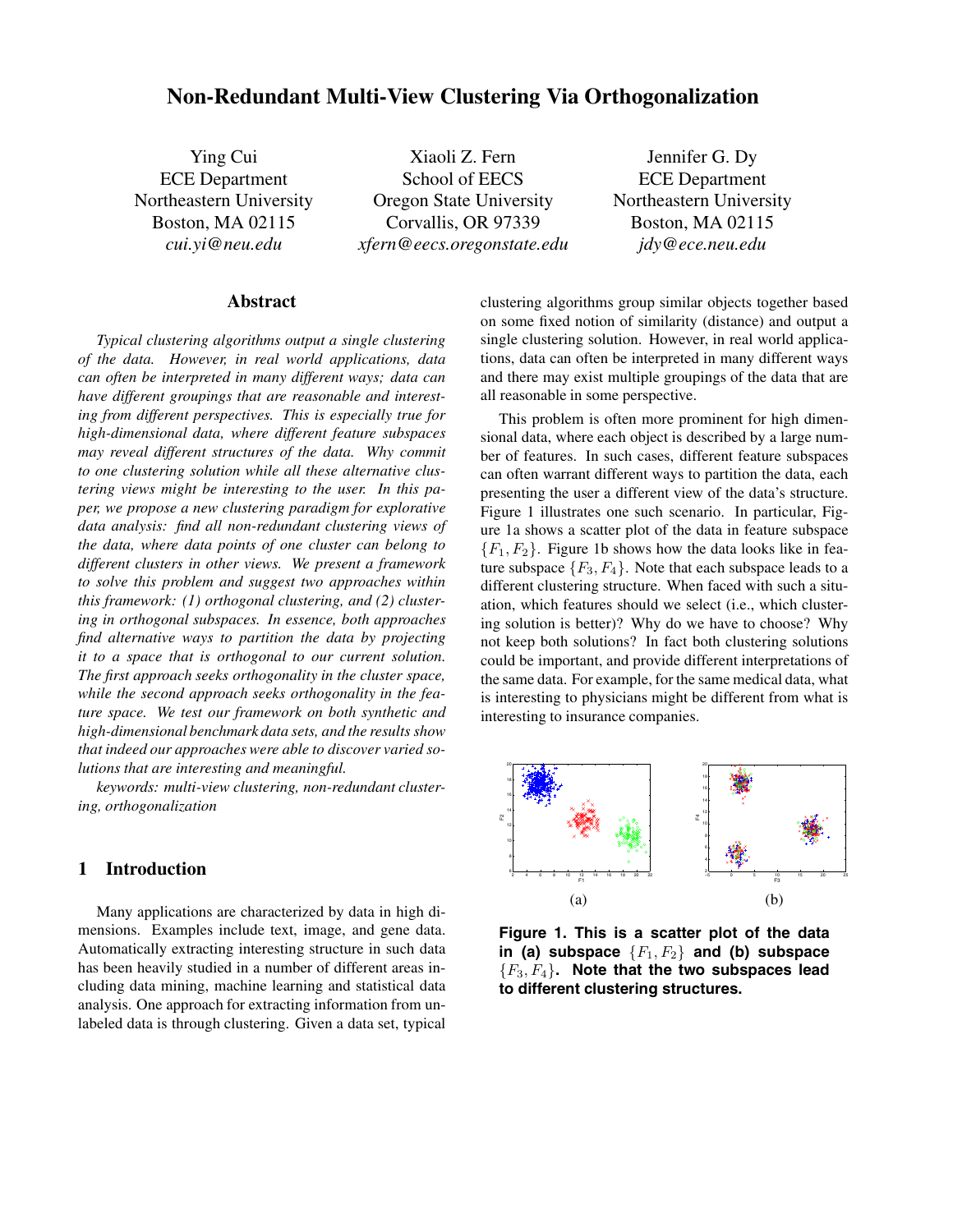# Non-Redundant Multi-View Clustering Via Orthogonalization

Ying Cui
ECE Department
Northeastern University
Boston, MA 02115
*cui.yi@neu.edu*

Xiaoli Z. Fern
School of EECS
Oregon State University
Corvallis, OR 97339
*xfern@eecs.oregonstate.edu*

Jennifer G. Dy
ECE Department
Northeastern University
Boston, MA 02115
*jdy@ece.neu.edu*

## Abstract

*Typical clustering algorithms output a single clustering of the data. However, in real world applications, data can often be interpreted in many different ways; data can have different groupings that are reasonable and interesting from different perspectives. This is especially true for high-dimensional data, where different feature subspaces may reveal different structures of the data. Why commit to one clustering solution while all these alternative clustering views might be interesting to the user. In this paper, we propose a new clustering paradigm for explorative data analysis: find all non-redundant clustering views of the data, where data points of one cluster can belong to different clusters in other views. We present a framework to solve this problem and suggest two approaches within this framework: (1) orthogonal clustering, and (2) clustering in orthogonal subspaces. In essence, both approaches find alternative ways to partition the data by projecting it to a space that is orthogonal to our current solution. The first approach seeks orthogonality in the cluster space, while the second approach seeks orthogonality in the feature space. We test our framework on both synthetic and high-dimensional benchmark data sets, and the results show that indeed our approaches were able to discover varied solutions that are interesting and meaningful.*

*keywords: multi-view clustering, non-redundant clustering, orthogonalization*

## 1 Introduction

Many applications are characterized by data in high dimensions. Examples include text, image, and gene data. Automatically extracting interesting structure in such data has been heavily studied in a number of different areas including data mining, machine learning and statistical data analysis. One approach for extracting information from unlabeled data is through clustering. Given a data set, typical clustering algorithms group similar objects together based on some fixed notion of similarity (distance) and output a single clustering solution. However, in real world applications, data can often be interpreted in many different ways and there may exist multiple groupings of the data that are all reasonable in some perspective.

This problem is often more prominent for high dimensional data, where each object is described by a large number of features. In such cases, different feature subspaces can often warrant different ways to partition the data, each presenting the user a different view of the data's structure. Figure 1 illustrates one such scenario. In particular, Figure 1a shows a scatter plot of the data in feature subspace $\{F_1, F_2\}$. Figure 1b shows how the data looks like in feature subspace $\{F_3, F_4\}$. Note that each subspace leads to a different clustering structure. When faced with such a situation, which features should we select (i.e., which clustering solution is better)? Why do we have to choose? Why not keep both solutions? In fact both clustering solutions could be important, and provide different interpretations of the same data. For example, for the same medical data, what is interesting to physicians might be different from what is interesting to insurance companies.

(a)

(b)

**Figure 1. This is a scatter plot of the data in (a) subspace $\{F_1, F_2\}$ and (b) subspace $\{F_3, F_4\}$. Note that the two subspaces lead to different clustering structures.**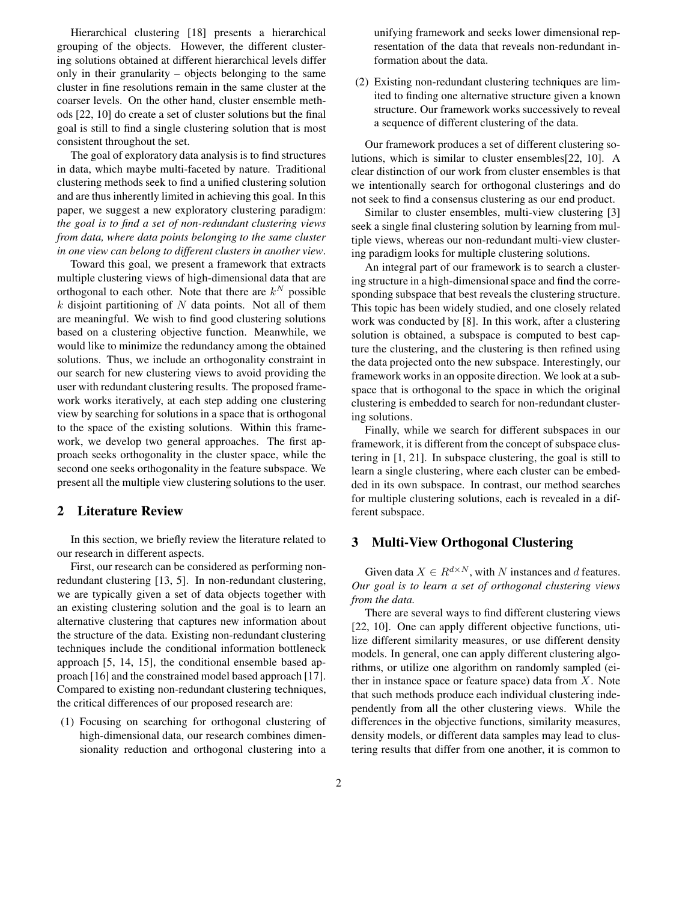Hierarchical clustering [18] presents a hierarchical grouping of the objects. However, the different clustering solutions obtained at different hierarchical levels differ only in their granularity – objects belonging to the same cluster in fine resolutions remain in the same cluster at the coarser levels. On the other hand, cluster ensemble methods [22, 10] do create a set of cluster solutions but the final goal is still to find a single clustering solution that is most consistent throughout the set.

The goal of exploratory data analysis is to find structures in data, which maybe multi-faceted by nature. Traditional clustering methods seek to find a unified clustering solution and are thus inherently limited in achieving this goal. In this paper, we suggest a new exploratory clustering paradigm: *the goal is to find a set of non-redundant clustering views from data, where data points belonging to the same cluster in one view can belong to different clusters in another view*.

Toward this goal, we present a framework that extracts multiple clustering views of high-dimensional data that are orthogonal to each other. Note that there are $k^N$ possible $k$ disjoint partitioning of $N$ data points. Not all of them are meaningful. We wish to find good clustering solutions based on a clustering objective function. Meanwhile, we would like to minimize the redundancy among the obtained solutions. Thus, we include an orthogonality constraint in our search for new clustering views to avoid providing the user with redundant clustering results. The proposed framework works iteratively, at each step adding one clustering view by searching for solutions in a space that is orthogonal to the space of the existing solutions. Within this framework, we develop two general approaches. The first approach seeks orthogonality in the cluster space, while the second one seeks orthogonality in the feature subspace. We present all the multiple view clustering solutions to the user.

## 2 Literature Review

In this section, we briefly review the literature related to our research in different aspects.

First, our research can be considered as performing non-redundant clustering [13, 5]. In non-redundant clustering, we are typically given a set of data objects together with an existing clustering solution and the goal is to learn an alternative clustering that captures new information about the structure of the data. Existing non-redundant clustering techniques include the conditional information bottleneck approach [5, 14, 15], the conditional ensemble based approach [16] and the constrained model based approach [17]. Compared to existing non-redundant clustering techniques, the critical differences of our proposed research are:

(1) Focusing on searching for orthogonal clustering of high-dimensional data, our research combines dimensionality reduction and orthogonal clustering into a unifying framework and seeks lower dimensional representation of the data that reveals non-redundant information about the data.

(2) Existing non-redundant clustering techniques are limited to finding one alternative structure given a known structure. Our framework works successively to reveal a sequence of different clustering of the data.

Our framework produces a set of different clustering solutions, which is similar to cluster ensembles[22, 10]. A clear distinction of our work from cluster ensembles is that we intentionally search for orthogonal clusterings and do not seek to find a consensus clustering as our end product.

Similar to cluster ensembles, multi-view clustering [3] seek a single final clustering solution by learning from multiple views, whereas our non-redundant multi-view clustering paradigm looks for multiple clustering solutions.

An integral part of our framework is to search a clustering structure in a high-dimensional space and find the corresponding subspace that best reveals the clustering structure. This topic has been widely studied, and one closely related work was conducted by [8]. In this work, after a clustering solution is obtained, a subspace is computed to best capture the clustering, and the clustering is then refined using the data projected onto the new subspace. Interestingly, our framework works in an opposite direction. We look at a subspace that is orthogonal to the space in which the original clustering is embedded to search for non-redundant clustering solutions.

Finally, while we search for different subspaces in our framework, it is different from the concept of subspace clustering in [1, 21]. In subspace clustering, the goal is still to learn a single clustering, where each cluster can be embedded in its own subspace. In contrast, our method searches for multiple clustering solutions, each is revealed in a different subspace.

## 3 Multi-View Orthogonal Clustering

Given data $X \in R^{d \times N}$, with $N$ instances and $d$ features. *Our goal is to learn a set of orthogonal clustering views from the data.*

There are several ways to find different clustering views [22, 10]. One can apply different objective functions, utilize different similarity measures, or use different density models. In general, one can apply different clustering algorithms, or utilize one algorithm on randomly sampled (either in instance space or feature space) data from $X$. Note that such methods produce each individual clustering independently from all the other clustering views. While the differences in the objective functions, similarity measures, density models, or different data samples may lead to clustering results that differ from one another, it is common to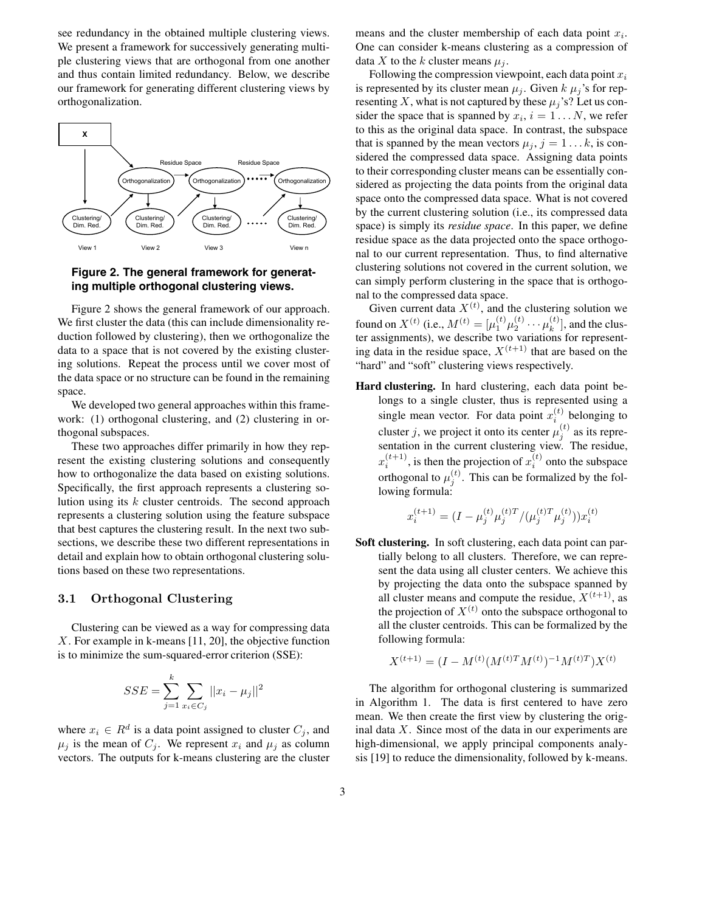see redundancy in the obtained multiple clustering views. We present a framework for successively generating multiple clustering views that are orthogonal from one another and thus contain limited redundancy. Below, we describe our framework for generating different clustering views by orthogonalization.

**Figure 2. The general framework for generating multiple orthogonal clustering views.**

Figure 2 shows the general framework of our approach. We first cluster the data (this can include dimensionality reduction followed by clustering), then we orthogonalize the data to a space that is not covered by the existing clustering solutions. Repeat the process until we cover most of the data space or no structure can be found in the remaining space.

We developed two general approaches within this framework: (1) orthogonal clustering, and (2) clustering in orthogonal subspaces.

These two approaches differ primarily in how they represent the existing clustering solutions and consequently how to orthogonalize the data based on existing solutions. Specifically, the first approach represents a clustering solution using its $k$ cluster centroids. The second approach represents a clustering solution using the feature subspace that best captures the clustering result. In the next two subsections, we describe these two different representations in detail and explain how to obtain orthogonal clustering solutions based on these two representations.

## 3.1 Orthogonal Clustering

Clustering can be viewed as a way for compressing data $X$. For example in k-means [11, 20], the objective function is to minimize the sum-squared-error criterion (SSE):

$$SSE = \sum_{j=1}^{k} \sum_{x_i \in C_j} ||x_i - \mu_j||^2$$

where $x_i \in R^d$ is a data point assigned to cluster $C_j$, and $\mu_j$ is the mean of $C_j$. We represent $x_i$ and $\mu_j$ as column vectors. The outputs for k-means clustering are the cluster means and the cluster membership of each data point $x_i$. One can consider k-means clustering as a compression of data $X$ to the $k$ cluster means $\mu_j$.

Following the compression viewpoint, each data point $x_i$ is represented by its cluster mean $\mu_j$. Given $k$ $\mu_j$'s for representing $X$, what is not captured by these $\mu_j$'s? Let us consider the space that is spanned by $x_i$, $i = 1 \ldots N$, we refer to this as the original data space. In contrast, the subspace that is spanned by the mean vectors $\mu_j$, $j = 1 \ldots k$, is considered the compressed data space. Assigning data points to their corresponding cluster means can be essentially considered as projecting the data points from the original data space onto the compressed data space. What is not covered by the current clustering solution (i.e., its compressed data space) is simply its *residue space*. In this paper, we define residue space as the data projected onto the space orthogonal to our current representation. Thus, to find alternative clustering solutions not covered in the current solution, we can simply perform clustering in the space that is orthogonal to the compressed data space.

Given current data $X^{(t)}$, and the clustering solution we found on $X^{(t)}$ (i.e., $M^{(t)} = [\mu_1^{(t)} \mu_2^{(t)} \cdots \mu_k^{(t)}]$, and the cluster assignments), we describe two variations for representing data in the residue space, $X^{(t+1)}$ that are based on the "hard" and "soft" clustering views respectively.

**Hard clustering.** In hard clustering, each data point belongs to a single cluster, thus is represented using a single mean vector. For data point $x_i^{(t)}$ belonging to cluster $j$, we project it onto its center $\mu_j^{(t)}$ as its representation in the current clustering view. The residue, $x_i^{(t+1)}$, is then the projection of $x_i^{(t)}$ onto the subspace orthogonal to $\mu_j^{(t)}$. This can be formalized by the following formula:

$$x_i^{(t+1)} = (I - \mu_j^{(t)} \mu_j^{(t)T} / (\mu_j^{(t)T} \mu_j^{(t)})) x_i^{(t)}$$

**Soft clustering.** In soft clustering, each data point can partially belong to all clusters. Therefore, we can represent the data using all cluster centers. We achieve this by projecting the data onto the subspace spanned by all cluster means and compute the residue, $X^{(t+1)}$, as the projection of $X^{(t)}$ onto the subspace orthogonal to all the cluster centroids. This can be formalized by the following formula:

$$X^{(t+1)} = (I - M^{(t)} (M^{(t)T} M^{(t)})^{-1} M^{(t)T}) X^{(t)}$$

The algorithm for orthogonal clustering is summarized in Algorithm 1. The data is first centered to have zero mean. We then create the first view by clustering the original data $X$. Since most of the data in our experiments are high-dimensional, we apply principal components analysis [19] to reduce the dimensionality, followed by k-means.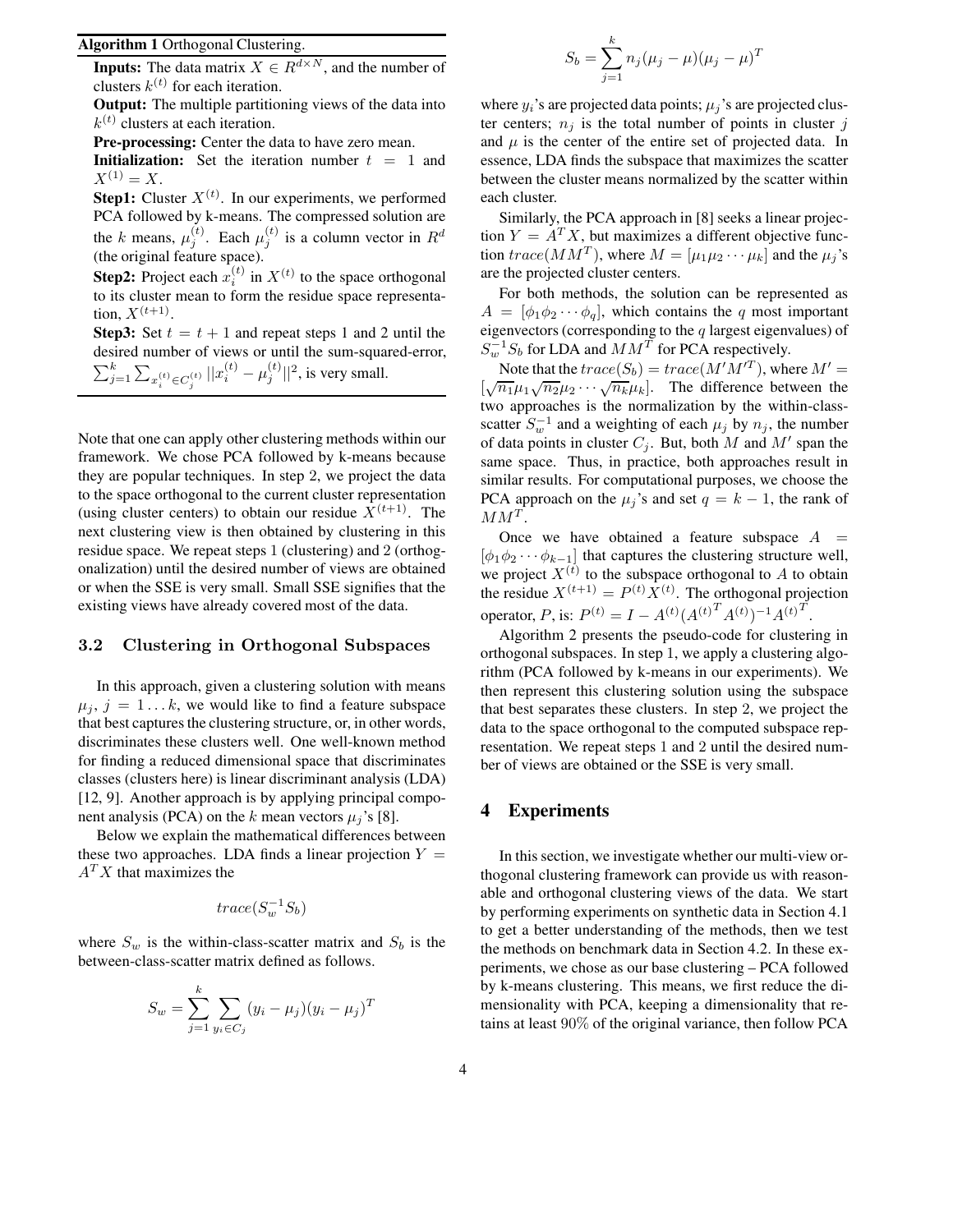**Algorithm 1** Orthogonal Clustering.

**Inputs:** The data matrix $X \in R^{d \times N}$, and the number of clusters $k^{(t)}$ for each iteration.

**Output:** The multiple partitioning views of the data into $k^{(t)}$ clusters at each iteration.

**Pre-processing:** Center the data to have zero mean.

**Initialization:** Set the iteration number $t = 1$ and $X^{(1)} = X$.

**Step1:** Cluster $X^{(t)}$. In our experiments, we performed PCA followed by k-means. The compressed solution are the $k$ means, $\mu_j^{(t)}$. Each $\mu_j^{(t)}$ is a column vector in $R^d$ (the original feature space).

**Step2:** Project each $x_i^{(t)}$ in $X^{(t)}$ to the space orthogonal to its cluster mean to form the residue space representation, $X^{(t+1)}$.

**Step3:** Set $t = t + 1$ and repeat steps 1 and 2 until the desired number of views or until the sum-squared-error, $\sum_{j=1}^{k} \sum_{x_i^{(t)} \in C_j^{(t)}} ||x_i^{(t)} - \mu_j^{(t)}||^2$, is very small.

Note that one can apply other clustering methods within our framework. We chose PCA followed by k-means because they are popular techniques. In step 2, we project the data to the space orthogonal to the current cluster representation (using cluster centers) to obtain our residue $X^{(t+1)}$. The next clustering view is then obtained by clustering in this residue space. We repeat steps 1 (clustering) and 2 (orthogonalization) until the desired number of views are obtained or when the SSE is very small. Small SSE signifies that the existing views have already covered most of the data.

### 3.2 Clustering in Orthogonal Subspaces

In this approach, given a clustering solution with means $\mu_j$, $j = 1 \ldots k$, we would like to find a feature subspace that best captures the clustering structure, or, in other words, discriminates these clusters well. One well-known method for finding a reduced dimensional space that discriminates classes (clusters here) is linear discriminant analysis (LDA) [12, 9]. Another approach is by applying principal component analysis (PCA) on the $k$ mean vectors $\mu_j$'s [8].

Below we explain the mathematical differences between these two approaches. LDA finds a linear projection $Y = A^T X$ that maximizes the

$$trace(S_w^{-1} S_b)$$

where $S_w$ is the within-class-scatter matrix and $S_b$ is the between-class-scatter matrix defined as follows.

$$S_w = \sum_{j=1}^{k} \sum_{y_i \in C_j} (y_i - \mu_j)(y_i - \mu_j)^T$$

$$S_b = \sum_{j=1}^{k} n_j (\mu_j - \mu)(\mu_j - \mu)^T$$

where $y_i$'s are projected data points; $\mu_j$'s are projected cluster centers; $n_j$ is the total number of points in cluster $j$ and $\mu$ is the center of the entire set of projected data. In essence, LDA finds the subspace that maximizes the scatter between the cluster means normalized by the scatter within each cluster.

Similarly, the PCA approach in [8] seeks a linear projection $Y = A^T X$, but maximizes a different objective function $trace(MM^T)$, where $M = [\mu_1 \mu_2 \cdots \mu_k]$ and the $\mu_j$'s are the projected cluster centers.

For both methods, the solution can be represented as $A = [\phi_1 \phi_2 \cdots \phi_q]$, which contains the $q$ most important eigenvectors (corresponding to the $q$ largest eigenvalues) of $S_w^{-1} S_b$ for LDA and $MM^T$ for PCA respectively.

Note that the $trace(S_b) = trace(M' M'^T)$, where $M' = [\sqrt{n_1}\mu_1 \sqrt{n_2}\mu_2 \cdots \sqrt{n_k}\mu_k]$. The difference between the two approaches is the normalization by the within-class-scatter $S_w^{-1}$ and a weighting of each $\mu_j$ by $n_j$, the number of data points in cluster $C_j$. But, both $M$ and $M'$ span the same space. Thus, in practice, both approaches result in similar results. For computational purposes, we choose the PCA approach on the $\mu_j$'s and set $q = k - 1$, the rank of $MM^T$.

Once we have obtained a feature subspace $A = [\phi_1 \phi_2 \cdots \phi_{k-1}]$ that captures the clustering structure well, we project $X^{(t)}$ to the subspace orthogonal to $A$ to obtain the residue $X^{(t+1)} = P^{(t)} X^{(t)}$. The orthogonal projection operator, $P$, is: $P^{(t)} = I - A^{(t)} ({A^{(t)}}^T A^{(t)})^{-1} {A^{(t)}}^T$.

Algorithm 2 presents the pseudo-code for clustering in orthogonal subspaces. In step 1, we apply a clustering algorithm (PCA followed by k-means in our experiments). We then represent this clustering solution using the subspace that best separates these clusters. In step 2, we project the data to the space orthogonal to the computed subspace representation. We repeat steps 1 and 2 until the desired number of views are obtained or the SSE is very small.

## 4 Experiments

In this section, we investigate whether our multi-view orthogonal clustering framework can provide us with reasonable and orthogonal clustering views of the data. We start by performing experiments on synthetic data in Section 4.1 to get a better understanding of the methods, then we test the methods on benchmark data in Section 4.2. In these experiments, we chose as our base clustering – PCA followed by k-means clustering. This means, we first reduce the dimensionality with PCA, keeping a dimensionality that retains at least 90% of the original variance, then follow PCA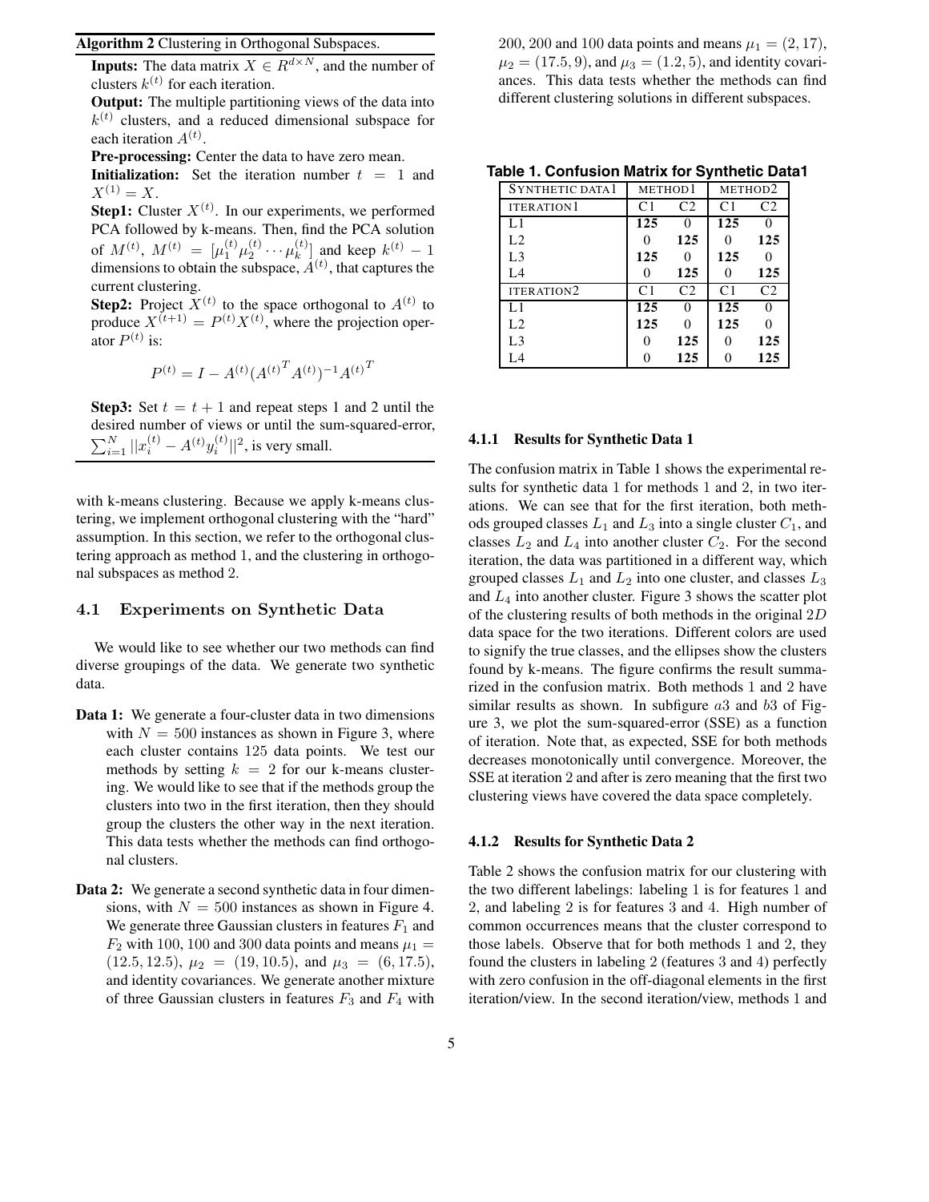**Algorithm 2** Clustering in Orthogonal Subspaces.

**Inputs:** The data matrix $X \in R^{d \times N}$, and the number of clusters $k^{(t)}$ for each iteration.

**Output:** The multiple partitioning views of the data into $k^{(t)}$ clusters, and a reduced dimensional subspace for each iteration $A^{(t)}$.

**Pre-processing:** Center the data to have zero mean.

**Initialization:** Set the iteration number $t = 1$ and $X^{(1)} = X$.

**Step1:** Cluster $X^{(t)}$. In our experiments, we performed PCA followed by k-means. Then, find the PCA solution of $M^{(t)}$, $M^{(t)} = [\mu_1^{(t)} \mu_2^{(t)} \cdots \mu_k^{(t)}]$ and keep $k^{(t)} - 1$ dimensions to obtain the subspace, $A^{(t)}$, that captures the current clustering.

**Step2:** Project $X^{(t)}$ to the space orthogonal to $A^{(t)}$ to produce $X^{(t+1)} = P^{(t)} X^{(t)}$, where the projection operator $P^{(t)}$ is:

$$P^{(t)} = I - A^{(t)} ({A^{(t)}}^T A^{(t)})^{-1} {A^{(t)}}^T$$

**Step3:** Set $t = t + 1$ and repeat steps 1 and 2 until the desired number of views or until the sum-squared-error, $\sum_{i=1}^{N} ||x_i^{(t)} - A^{(t)} y_i^{(t)}||^2$, is very small.

with k-means clustering. Because we apply k-means clustering, we implement orthogonal clustering with the "hard" assumption. In this section, we refer to the orthogonal clustering approach as method 1, and the clustering in orthogonal subspaces as method 2.

## 4.1 Experiments on Synthetic Data

We would like to see whether our two methods can find diverse groupings of the data. We generate two synthetic data.

**Data 1:** We generate a four-cluster data in two dimensions with $N = 500$ instances as shown in Figure 3, where each cluster contains 125 data points. We test our methods by setting $k = 2$ for our k-means clustering. We would like to see that if the methods group the clusters into two in the first iteration, then they should group the clusters the other way in the next iteration. This data tests whether the methods can find orthogonal clusters.

**Data 2:** We generate a second synthetic data in four dimensions, with $N = 500$ instances as shown in Figure 4. We generate three Gaussian clusters in features $F_1$ and $F_2$ with 100, 100 and 300 data points and means $\mu_1 = (12.5, 12.5)$, $\mu_2 = (19, 10.5)$, and $\mu_3 = (6, 17.5)$, and identity covariances. We generate another mixture of three Gaussian clusters in features $F_3$ and $F_4$ with 200, 200 and 100 data points and means $\mu_1 = (2, 17)$, $\mu_2 = (17.5, 9)$, and $\mu_3 = (1.2, 5)$, and identity covariances. This data tests whether the methods can find different clustering solutions in different subspaces.

**Table 1. Confusion Matrix for Synthetic Data1**

| SYNTHETIC DATA1 | METHOD1 | | METHOD2 | |
|---|---|---|---|---|
| ITERATION1 | C1 | C2 | C1 | C2 |
| L1 | **125** | 0 | **125** | 0 |
| L2 | 0 | **125** | 0 | **125** |
| L3 | **125** | 0 | **125** | 0 |
| L4 | 0 | **125** | 0 | **125** |
| ITERATION2 | C1 | C2 | C1 | C2 |
| L1 | **125** | 0 | **125** | 0 |
| L2 | **125** | 0 | **125** | 0 |
| L3 | 0 | **125** | 0 | **125** |
| L4 | 0 | **125** | 0 | **125** |

#### 4.1.1 Results for Synthetic Data 1

The confusion matrix in Table 1 shows the experimental results for synthetic data 1 for methods 1 and 2, in two iterations. We can see that for the first iteration, both methods grouped classes $L_1$ and $L_3$ into a single cluster $C_1$, and classes $L_2$ and $L_4$ into another cluster $C_2$. For the second iteration, the data was partitioned in a different way, which grouped classes $L_1$ and $L_2$ into one cluster, and classes $L_3$ and $L_4$ into another cluster. Figure 3 shows the scatter plot of the clustering results of both methods in the original $2D$ data space for the two iterations. Different colors are used to signify the true classes, and the ellipses show the clusters found by k-means. The figure confirms the result summarized in the confusion matrix. Both methods 1 and 2 have similar results as shown. In subfigure $a3$ and $b3$ of Figure 3, we plot the sum-squared-error (SSE) as a function of iteration. Note that, as expected, SSE for both methods decreases monotonically until convergence. Moreover, the SSE at iteration 2 and after is zero meaning that the first two clustering views have covered the data space completely.

#### 4.1.2 Results for Synthetic Data 2

Table 2 shows the confusion matrix for our clustering with the two different labelings: labeling 1 is for features 1 and 2, and labeling 2 is for features 3 and 4. High number of common occurrences means that the cluster correspond to those labels. Observe that for both methods 1 and 2, they found the clusters in labeling 2 (features 3 and 4) perfectly with zero confusion in the off-diagonal elements in the first iteration/view. In the second iteration/view, methods 1 and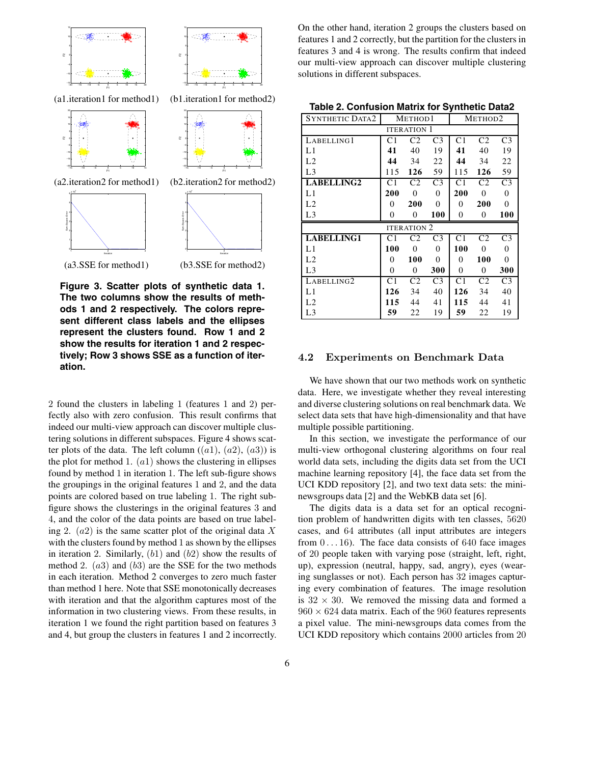(a1.iteration1 for method1) (b1.iteration1 for method2)

(a2.iteration2 for method1) (b2.iteration2 for method2)

(a3.SSE for method1) (b3.SSE for method2)

**Figure 3. Scatter plots of synthetic data 1. The two columns show the results of methods 1 and 2 respectively. The colors represent different class labels and the ellipses represent the clusters found. Row 1 and 2 show the results for iteration 1 and 2 respectively; Row 3 shows SSE as a function of iteration.**

2 found the clusters in labeling 1 (features 1 and 2) perfectly also with zero confusion. This result confirms that indeed our multi-view approach can discover multiple clustering solutions in different subspaces. Figure 4 shows scatter plots of the data. The left column ($(a1)$, $(a2)$, $(a3)$) is the plot for method 1. $(a1)$ shows the clustering in ellipses found by method 1 in iteration 1. The left sub-figure shows the groupings in the original features 1 and 2, and the data points are colored based on true labeling 1. The right subfigure shows the clusterings in the original features 3 and 4, and the color of the data points are based on true labeling 2. $(a2)$ is the same scatter plot of the original data $X$ with the clusters found by method 1 as shown by the ellipses in iteration 2. Similarly, $(b1)$ and $(b2)$ show the results of method 2. $(a3)$ and $(b3)$ are the SSE for the two methods in each iteration. Method 2 converges to zero much faster than method 1 here. Note that SSE monotonically decreases with iteration and that the algorithm captures most of the information in two clustering views. From these results, in iteration 1 we found the right partition based on features 3 and 4, but group the clusters in features 1 and 2 incorrectly. On the other hand, iteration 2 groups the clusters based on features 1 and 2 correctly, but the partition for the clusters in features 3 and 4 is wrong. The results confirm that indeed our multi-view approach can discover multiple clustering solutions in different subspaces.

**Table 2. Confusion Matrix for Synthetic Data2**

| SYNTHETIC DATA2 | METHOD1 | | | METHOD2 | | |
|---|---|---|---|---|---|---|
| ITERATION 1 | | | | | | |
| LABELLING1 | C1 | C2 | C3 | C1 | C2 | C3 |
| L1 | **41** | 40 | 19 | **41** | 40 | 19 |
| L2 | **44** | 34 | 22 | **44** | 34 | 22 |
| L3 | 115 | **126** | 59 | 115 | **126** | 59 |
| **LABELLING2** | C1 | C2 | C3 | C1 | C2 | C3 |
| L1 | **200** | 0 | 0 | **200** | 0 | 0 |
| L2 | 0 | **200** | 0 | 0 | **200** | 0 |
| L3 | 0 | 0 | **100** | 0 | 0 | **100** |
| ITERATION 2 | | | | | | |
| **LABELLING1** | C1 | C2 | C3 | C1 | C2 | C3 |
| L1 | **100** | 0 | 0 | **100** | 0 | 0 |
| L2 | 0 | **100** | 0 | 0 | **100** | 0 |
| L3 | 0 | 0 | **300** | 0 | 0 | **300** |
| LABELLING2 | C1 | C2 | C3 | C1 | C2 | C3 |
| L1 | **126** | 34 | 40 | **126** | 34 | 40 |
| L2 | **115** | 44 | 41 | **115** | 44 | 41 |
| L3 | **59** | 22 | 19 | **59** | 22 | 19 |

### 4.2 Experiments on Benchmark Data

We have shown that our two methods work on synthetic data. Here, we investigate whether they reveal interesting and diverse clustering solutions on real benchmark data. We select data sets that have high-dimensionality and that have multiple possible partitioning.

In this section, we investigate the performance of our multi-view orthogonal clustering algorithms on four real world data sets, including the digits data set from the UCI machine learning repository [4], the face data set from the UCI KDD repository [2], and two text data sets: the mini-newsgroups data [2] and the WebKB data set [6].

The digits data is a data set for an optical recognition problem of handwritten digits with ten classes, 5620 cases, and 64 attributes (all input attributes are integers from $0 \ldots 16$). The face data consists of 640 face images of 20 people taken with varying pose (straight, left, right, up), expression (neutral, happy, sad, angry), eyes (wearing sunglasses or not). Each person has 32 images capturing every combination of features. The image resolution is $32 \times 30$. We removed the missing data and formed a $960 \times 624$ data matrix. Each of the 960 features represents a pixel value. The mini-newsgroups data comes from the UCI KDD repository which contains 2000 articles from 20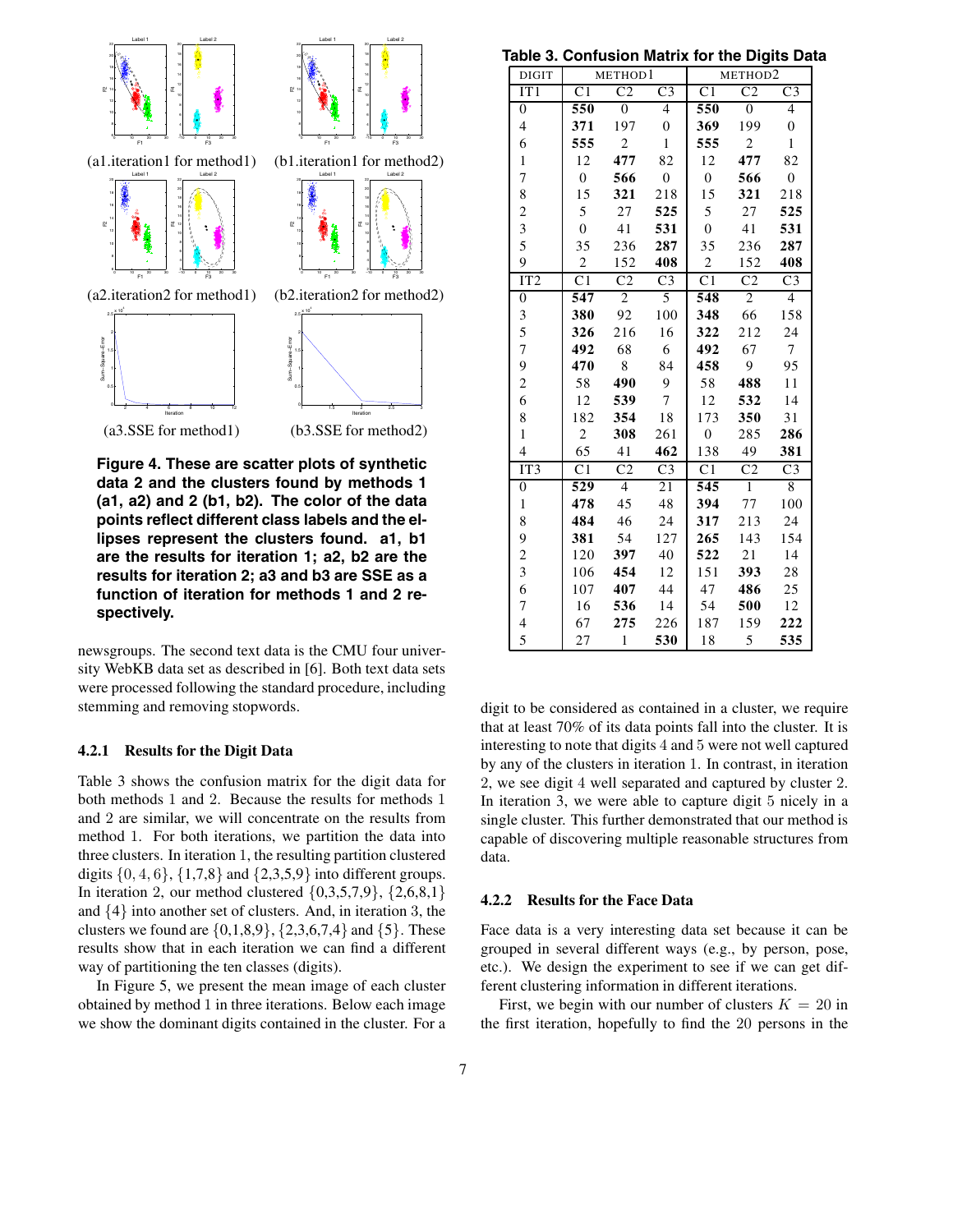(a1.iteration1 for method1) (b1.iteration1 for method2)

(a2.iteration2 for method1) (b2.iteration2 for method2)

(a3.SSE for method1) (b3.SSE for method2)

**Figure 4. These are scatter plots of synthetic data 2 and the clusters found by methods 1 (a1, a2) and 2 (b1, b2). The color of the data points reflect different class labels and the ellipses represent the clusters found. a1, b1 are the results for iteration 1; a2, b2 are the results for iteration 2; a3 and b3 are SSE as a function of iteration for methods 1 and 2 respectively.**

newsgroups. The second text data is the CMU four university WebKB data set as described in [6]. Both text data sets were processed following the standard procedure, including stemming and removing stopwords.

#### 4.2.1 Results for the Digit Data

Table 3 shows the confusion matrix for the digit data for both methods 1 and 2. Because the results for methods 1 and 2 are similar, we will concentrate on the results from method 1. For both iterations, we partition the data into three clusters. In iteration 1, the resulting partition clustered digits $\{0, 4, 6\}$, $\{1,7,8\}$ and $\{2,3,5,9\}$ into different groups. In iteration 2, our method clustered $\{0,3,5,7,9\}$, $\{2,6,8,1\}$ and $\{4\}$ into another set of clusters. And, in iteration 3, the clusters we found are $\{0,1,8,9\}$, $\{2,3,6,7,4\}$ and $\{5\}$. These results show that in each iteration we can find a different way of partitioning the ten classes (digits).

In Figure 5, we present the mean image of each cluster obtained by method 1 in three iterations. Below each image we show the dominant digits contained in the cluster. For a digit to be considered as contained in a cluster, we require that at least 70% of its data points fall into the cluster. It is interesting to note that digits 4 and 5 were not well captured by any of the clusters in iteration 1. In contrast, in iteration 2, we see digit 4 well separated and captured by cluster 2. In iteration 3, we were able to capture digit 5 nicely in a single cluster. This further demonstrated that our method is capable of discovering multiple reasonable structures from data.

**Table 3. Confusion Matrix for the Digits Data**

| DIGIT | METHOD1 | | | METHOD2 | | |
|---|---|---|---|---|---|---|
| IT1 | C1 | C2 | C3 | C1 | C2 | C3 |
| 0 | **550** | 0 | 4 | **550** | 0 | 4 |
| 4 | **371** | 197 | 0 | **369** | 199 | 0 |
| 6 | **555** | 2 | 1 | **555** | 2 | 1 |
| 1 | 12 | **477** | 82 | 12 | **477** | 82 |
| 7 | 0 | **566** | 0 | 0 | **566** | 0 |
| 8 | 15 | **321** | 218 | 15 | **321** | 218 |
| 2 | 5 | 27 | **525** | 5 | 27 | **525** |
| 3 | 0 | 41 | **531** | 0 | 41 | **531** |
| 5 | 35 | 236 | **287** | 35 | 236 | **287** |
| 9 | 2 | 152 | **408** | 2 | 152 | **408** |
| IT2 | C1 | C2 | C3 | C1 | C2 | C3 |
| 0 | **547** | 2 | 5 | **548** | 2 | 4 |
| 3 | **380** | 92 | 100 | **348** | 66 | 158 |
| 5 | **326** | 216 | 16 | **322** | 212 | 24 |
| 7 | **492** | 68 | 6 | **492** | 67 | 7 |
| 9 | **470** | 8 | 84 | **458** | 9 | 95 |
| 2 | 58 | **490** | 9 | 58 | **488** | 11 |
| 6 | 12 | **539** | 7 | 12 | **532** | 14 |
| 8 | 182 | **354** | 18 | 173 | **350** | 31 |
| 1 | 2 | **308** | 261 | 0 | 285 | **286** |
| 4 | 65 | 41 | **462** | 138 | 49 | **381** |
| IT3 | C1 | C2 | C3 | C1 | C2 | C3 |
| 0 | **529** | 4 | 21 | **545** | 1 | 8 |
| 1 | **478** | 45 | 48 | **394** | 77 | 100 |
| 8 | **484** | 46 | 24 | **317** | 213 | 24 |
| 9 | **381** | 54 | 127 | **265** | 143 | 154 |
| 2 | 120 | **397** | 40 | **522** | 21 | 14 |
| 3 | 106 | **454** | 12 | 151 | **393** | 28 |
| 6 | 107 | **407** | 44 | 47 | **486** | 25 |
| 7 | 16 | **536** | 14 | 54 | **500** | 12 |
| 4 | 67 | **275** | 226 | 187 | 159 | **222** |
| 5 | 27 | 1 | **530** | 18 | 5 | **535** |

#### 4.2.2 Results for the Face Data

Face data is a very interesting data set because it can be grouped in several different ways (e.g., by person, pose, etc.). We design the experiment to see if we can get different clustering information in different iterations.

First, we begin with our number of clusters $K = 20$ in the first iteration, hopefully to find the 20 persons in the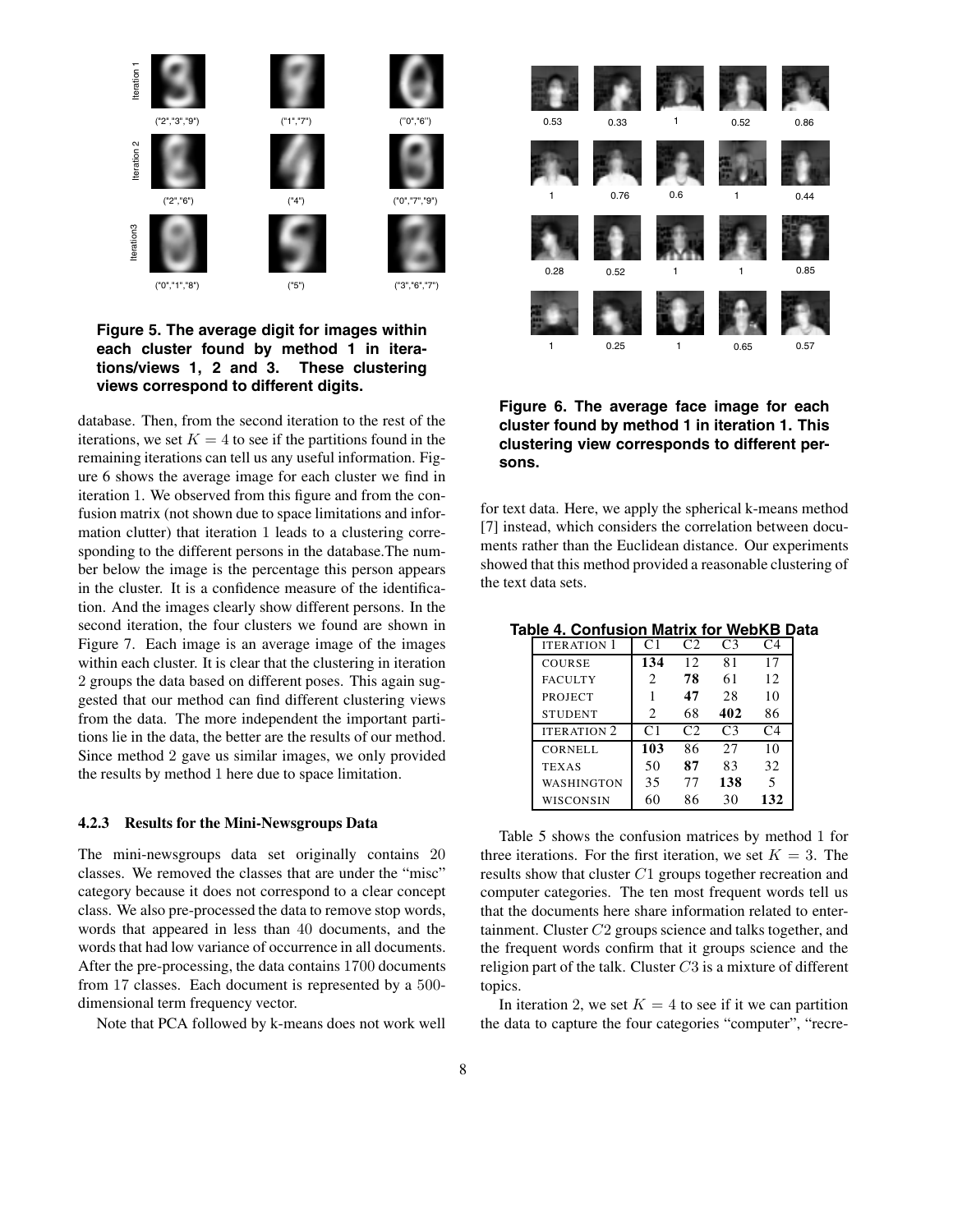Figure 5. The average digit for images within each cluster found by method 1 in iterations/views 1, 2 and 3. These clustering views correspond to different digits.

database. Then, from the second iteration to the rest of the iterations, we set $K = 4$ to see if the partitions found in the remaining iterations can tell us any useful information. Figure 6 shows the average image for each cluster we find in iteration 1. We observed from this figure and from the confusion matrix (not shown due to space limitations and information clutter) that iteration 1 leads to a clustering corresponding to the different persons in the database.The number below the image is the percentage this person appears in the cluster. It is a confidence measure of the identification. And the images clearly show different persons. In the second iteration, the four clusters we found are shown in Figure 7. Each image is an average image of the images within each cluster. It is clear that the clustering in iteration 2 groups the data based on different poses. This again suggested that our method can find different clustering views from the data. The more independent the important partitions lie in the data, the better are the results of our method. Since method 2 gave us similar images, we only provided the results by method 1 here due to space limitation.

### 4.2.3 Results for the Mini-Newsgroups Data

The mini-newsgroups data set originally contains 20 classes. We removed the classes that are under the "misc" category because it does not correspond to a clear concept class. We also pre-processed the data to remove stop words, words that appeared in less than 40 documents, and the words that had low variance of occurrence in all documents. After the pre-processing, the data contains 1700 documents from 17 classes. Each document is represented by a 500-dimensional term frequency vector.

Note that PCA followed by k-means does not work well for text data. Here, we apply the spherical k-means method [7] instead, which considers the correlation between documents rather than the Euclidean distance. Our experiments showed that this method provided a reasonable clustering of the text data sets.

Figure 6. The average face image for each cluster found by method 1 in iteration 1. This clustering view corresponds to different persons.

**Table 4. Confusion Matrix for WebKB Data**

| ITERATION 1 | C1 | C2 | C3 | C4 |
|---|---|---|---|---|
| COURSE | **134** | 12 | 81 | 17 |
| FACULTY | 2 | **78** | 61 | 12 |
| PROJECT | 1 | **47** | 28 | 10 |
| STUDENT | 2 | 68 | **402** | 86 |
| ITERATION 2 | C1 | C2 | C3 | C4 |
| CORNELL | **103** | 86 | 27 | 10 |
| TEXAS | 50 | **87** | 83 | 32 |
| WASHINGTON | 35 | 77 | **138** | 5 |
| WISCONSIN | 60 | 86 | 30 | **132** |

Table 5 shows the confusion matrices by method 1 for three iterations. For the first iteration, we set $K = 3$. The results show that cluster $C1$ groups together recreation and computer categories. The ten most frequent words tell us that the documents here share information related to entertainment. Cluster $C2$ groups science and talks together, and the frequent words confirm that it groups science and the religion part of the talk. Cluster $C3$ is a mixture of different topics.

In iteration 2, we set $K = 4$ to see if it we can partition the data to capture the four categories "computer", "recre-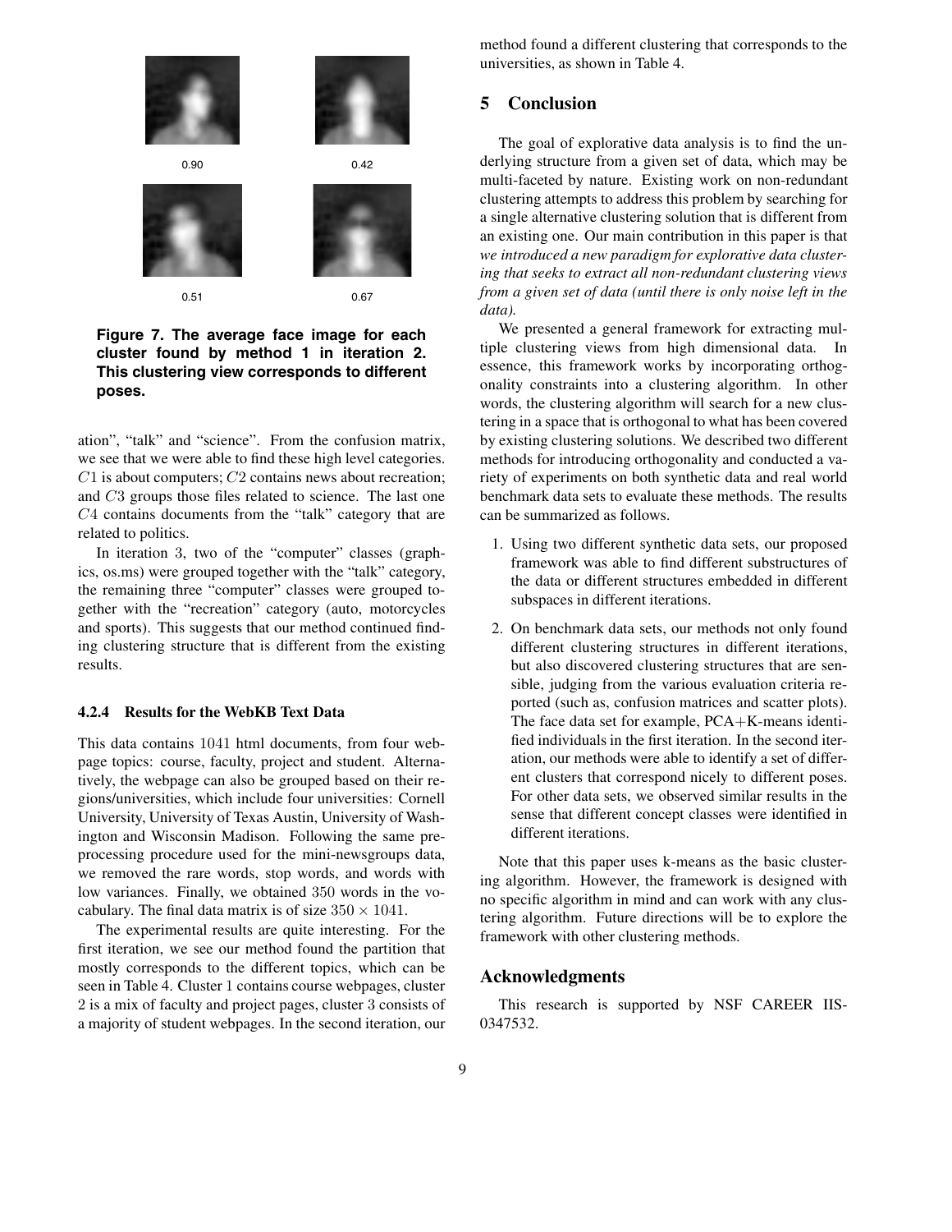0.90

0.42

0.51

0.67

**Figure 7. The average face image for each cluster found by method 1 in iteration 2. This clustering view corresponds to different poses.**

ation", "talk" and "science". From the confusion matrix, we see that we were able to find these high level categories. $C1$ is about computers; $C2$ contains news about recreation; and $C3$ groups those files related to science. The last one $C4$ contains documents from the "talk" category that are related to politics.

In iteration 3, two of the "computer" classes (graphics, os.ms) were grouped together with the "talk" category, the remaining three "computer" classes were grouped together with the "recreation" category (auto, motorcycles and sports). This suggests that our method continued finding clustering structure that is different from the existing results.

#### 4.2.4 Results for the WebKB Text Data

This data contains 1041 html documents, from four webpage topics: course, faculty, project and student. Alternatively, the webpage can also be grouped based on their regions/universities, which include four universities: Cornell University, University of Texas Austin, University of Washington and Wisconsin Madison. Following the same preprocessing procedure used for the mini-newsgroups data, we removed the rare words, stop words, and words with low variances. Finally, we obtained 350 words in the vocabulary. The final data matrix is of size $350 \times 1041$.

The experimental results are quite interesting. For the first iteration, we see our method found the partition that mostly corresponds to the different topics, which can be seen in Table 4. Cluster 1 contains course webpages, cluster 2 is a mix of faculty and project pages, cluster 3 consists of a majority of student webpages. In the second iteration, our method found a different clustering that corresponds to the universities, as shown in Table 4.

## 5 Conclusion

The goal of explorative data analysis is to find the underlying structure from a given set of data, which may be multi-faceted by nature. Existing work on non-redundant clustering attempts to address this problem by searching for a single alternative clustering solution that is different from an existing one. Our main contribution in this paper is that *we introduced a new paradigm for explorative data clustering that seeks to extract all non-redundant clustering views from a given set of data (until there is only noise left in the data).*

We presented a general framework for extracting multiple clustering views from high dimensional data. In essence, this framework works by incorporating orthogonality constraints into a clustering algorithm. In other words, the clustering algorithm will search for a new clustering in a space that is orthogonal to what has been covered by existing clustering solutions. We described two different methods for introducing orthogonality and conducted a variety of experiments on both synthetic data and real world benchmark data sets to evaluate these methods. The results can be summarized as follows.

1. Using two different synthetic data sets, our proposed framework was able to find different substructures of the data or different structures embedded in different subspaces in different iterations.
2. On benchmark data sets, our methods not only found different clustering structures in different iterations, but also discovered clustering structures that are sensible, judging from the various evaluation criteria reported (such as, confusion matrices and scatter plots). The face data set for example, PCA+K-means identified individuals in the first iteration. In the second iteration, our methods were able to identify a set of different clusters that correspond nicely to different poses. For other data sets, we observed similar results in the sense that different concept classes were identified in different iterations.

Note that this paper uses k-means as the basic clustering algorithm. However, the framework is designed with no specific algorithm in mind and can work with any clustering algorithm. Future directions will be to explore the framework with other clustering methods.

## Acknowledgments

This research is supported by NSF CAREER IIS-0347532.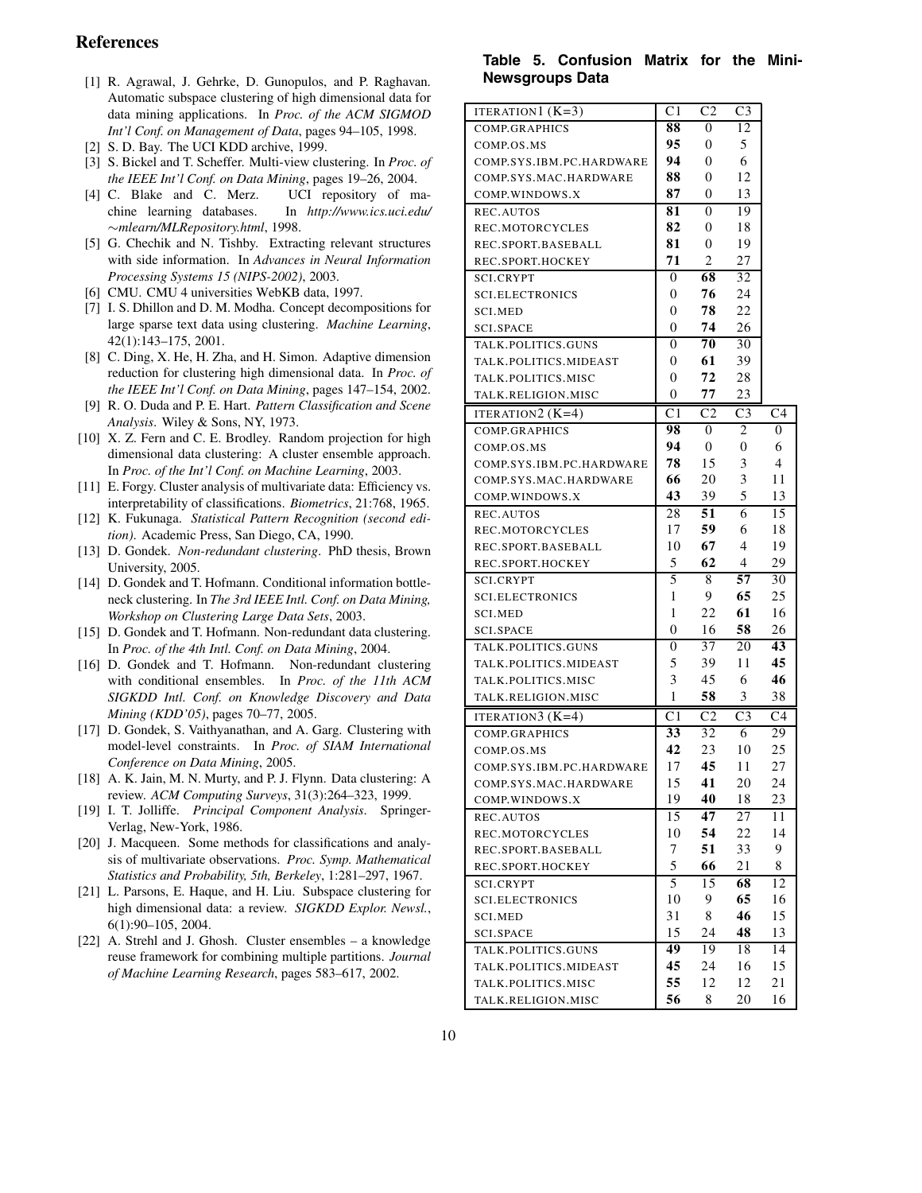## References

[1] R. Agrawal, J. Gehrke, D. Gunopulos, and P. Raghavan. Automatic subspace clustering of high dimensional data for data mining applications. In *Proc. of the ACM SIGMOD Int'l Conf. on Management of Data*, pages 94–105, 1998.

[2] S. D. Bay. The UCI KDD archive, 1999.

[3] S. Bickel and T. Scheffer. Multi-view clustering. In *Proc. of the IEEE Int'l Conf. on Data Mining*, pages 19–26, 2004.

[4] C. Blake and C. Merz. UCI repository of machine learning databases. In *http://www.ics.uci.edu/∼mlearn/MLRepository.html*, 1998.

[5] G. Chechik and N. Tishby. Extracting relevant structures with side information. In *Advances in Neural Information Processing Systems 15 (NIPS-2002)*, 2003.

[6] CMU. CMU 4 universities WebKB data, 1997.

[7] I. S. Dhillon and D. M. Modha. Concept decompositions for large sparse text data using clustering. *Machine Learning*, 42(1):143–175, 2001.

[8] C. Ding, X. He, H. Zha, and H. Simon. Adaptive dimension reduction for clustering high dimensional data. In *Proc. of the IEEE Int'l Conf. on Data Mining*, pages 147–154, 2002.

[9] R. O. Duda and P. E. Hart. *Pattern Classification and Scene Analysis*. Wiley & Sons, NY, 1973.

[10] X. Z. Fern and C. E. Brodley. Random projection for high dimensional data clustering: A cluster ensemble approach. In *Proc. of the Int'l Conf. on Machine Learning*, 2003.

[11] E. Forgy. Cluster analysis of multivariate data: Efficiency vs. interpretability of classifications. *Biometrics*, 21:768, 1965.

[12] K. Fukunaga. *Statistical Pattern Recognition (second edition)*. Academic Press, San Diego, CA, 1990.

[13] D. Gondek. *Non-redundant clustering*. PhD thesis, Brown University, 2005.

[14] D. Gondek and T. Hofmann. Conditional information bottleneck clustering. In *The 3rd IEEE Intl. Conf. on Data Mining, Workshop on Clustering Large Data Sets*, 2003.

[15] D. Gondek and T. Hofmann. Non-redundant data clustering. In *Proc. of the 4th Intl. Conf. on Data Mining*, 2004.

[16] D. Gondek and T. Hofmann. Non-redundant clustering with conditional ensembles. In *Proc. of the 11th ACM SIGKDD Intl. Conf. on Knowledge Discovery and Data Mining (KDD'05)*, pages 70–77, 2005.

[17] D. Gondek, S. Vaithyanathan, and A. Garg. Clustering with model-level constraints. In *Proc. of SIAM International Conference on Data Mining*, 2005.

[18] A. K. Jain, M. N. Murty, and P. J. Flynn. Data clustering: A review. *ACM Computing Surveys*, 31(3):264–323, 1999.

[19] I. T. Jolliffe. *Principal Component Analysis*. Springer-Verlag, New-York, 1986.

[20] J. Macqueen. Some methods for classifications and analysis of multivariate observations. *Proc. Symp. Mathematical Statistics and Probability, 5th, Berkeley*, 1:281–297, 1967.

[21] L. Parsons, E. Haque, and H. Liu. Subspace clustering for high dimensional data: a review. *SIGKDD Explor. Newsl.*, 6(1):90–105, 2004.

[22] A. Strehl and J. Ghosh. Cluster ensembles – a knowledge reuse framework for combining multiple partitions. *Journal of Machine Learning Research*, pages 583–617, 2002.

**Table 5. Confusion Matrix for the Mini-Newsgroups Data**

| ITERATION1 (K=3) | C1 | C2 | C3 | |
|---|---|---|---|---|
| COMP.GRAPHICS | **88** | 0 | 12 | |
| COMP.OS.MS | **95** | 0 | 5 | |
| COMP.SYS.IBM.PC.HARDWARE | **94** | 0 | 6 | |
| COMP.SYS.MAC.HARDWARE | **88** | 0 | 12 | |
| COMP.WINDOWS.X | **87** | 0 | 13 | |
| REC.AUTOS | **81** | 0 | 19 | |
| REC.MOTORCYCLES | **82** | 0 | 18 | |
| REC.SPORT.BASEBALL | **81** | 0 | 19 | |
| REC.SPORT.HOCKEY | **71** | 2 | 27 | |
| SCI.CRYPT | 0 | **68** | 32 | |
| SCI.ELECTRONICS | 0 | **76** | 24 | |
| SCI.MED | 0 | **78** | 22 | |
| SCI.SPACE | 0 | **74** | 26 | |
| TALK.POLITICS.GUNS | 0 | **70** | 30 | |
| TALK.POLITICS.MIDEAST | 0 | **61** | 39 | |
| TALK.POLITICS.MISC | 0 | **72** | 28 | |
| TALK.RELIGION.MISC | 0 | **77** | 23 | |
| ITERATION2 (K=4) | C1 | C2 | C3 | C4 |
| COMP.GRAPHICS | **98** | 0 | 2 | 0 |
| COMP.OS.MS | **94** | 0 | 0 | 6 |
| COMP.SYS.IBM.PC.HARDWARE | **78** | 15 | 3 | 4 |
| COMP.SYS.MAC.HARDWARE | **66** | 20 | 3 | 11 |
| COMP.WINDOWS.X | **43** | 39 | 5 | 13 |
| REC.AUTOS | 28 | **51** | 6 | 15 |
| REC.MOTORCYCLES | 17 | **59** | 6 | 18 |
| REC.SPORT.BASEBALL | 10 | **67** | 4 | 19 |
| REC.SPORT.HOCKEY | 5 | **62** | 4 | 29 |
| SCI.CRYPT | 5 | 8 | **57** | 30 |
| SCI.ELECTRONICS | 1 | 9 | **65** | 25 |
| SCI.MED | 1 | 22 | **61** | 16 |
| SCI.SPACE | 0 | 16 | **58** | 26 |
| TALK.POLITICS.GUNS | 0 | 37 | 20 | **43** |
| TALK.POLITICS.MIDEAST | 5 | 39 | 11 | **45** |
| TALK.POLITICS.MISC | 3 | 45 | 6 | **46** |
| TALK.RELIGION.MISC | 1 | **58** | 3 | 38 |
| ITERATION3 (K=4) | C1 | C2 | C3 | C4 |
| COMP.GRAPHICS | **33** | 32 | 6 | 29 |
| COMP.OS.MS | **42** | 23 | 10 | 25 |
| COMP.SYS.IBM.PC.HARDWARE | 17 | **45** | 11 | 27 |
| COMP.SYS.MAC.HARDWARE | 15 | **41** | 20 | 24 |
| COMP.WINDOWS.X | 19 | **40** | 18 | 23 |
| REC.AUTOS | 15 | **47** | 27 | 11 |
| REC.MOTORCYCLES | 10 | **54** | 22 | 14 |
| REC.SPORT.BASEBALL | 7 | **51** | 33 | 9 |
| REC.SPORT.HOCKEY | 5 | **66** | 21 | 8 |
| SCI.CRYPT | 5 | 15 | **68** | 12 |
| SCI.ELECTRONICS | 10 | 9 | **65** | 16 |
| SCI.MED | 31 | 8 | **46** | 15 |
| SCI.SPACE | 15 | 24 | **48** | 13 |
| TALK.POLITICS.GUNS | **49** | 19 | 18 | 14 |
| TALK.POLITICS.MIDEAST | **45** | 24 | 16 | 15 |
| TALK.POLITICS.MISC | **55** | 12 | 12 | 21 |
| TALK.RELIGION.MISC | **56** | 8 | 20 | 16 |